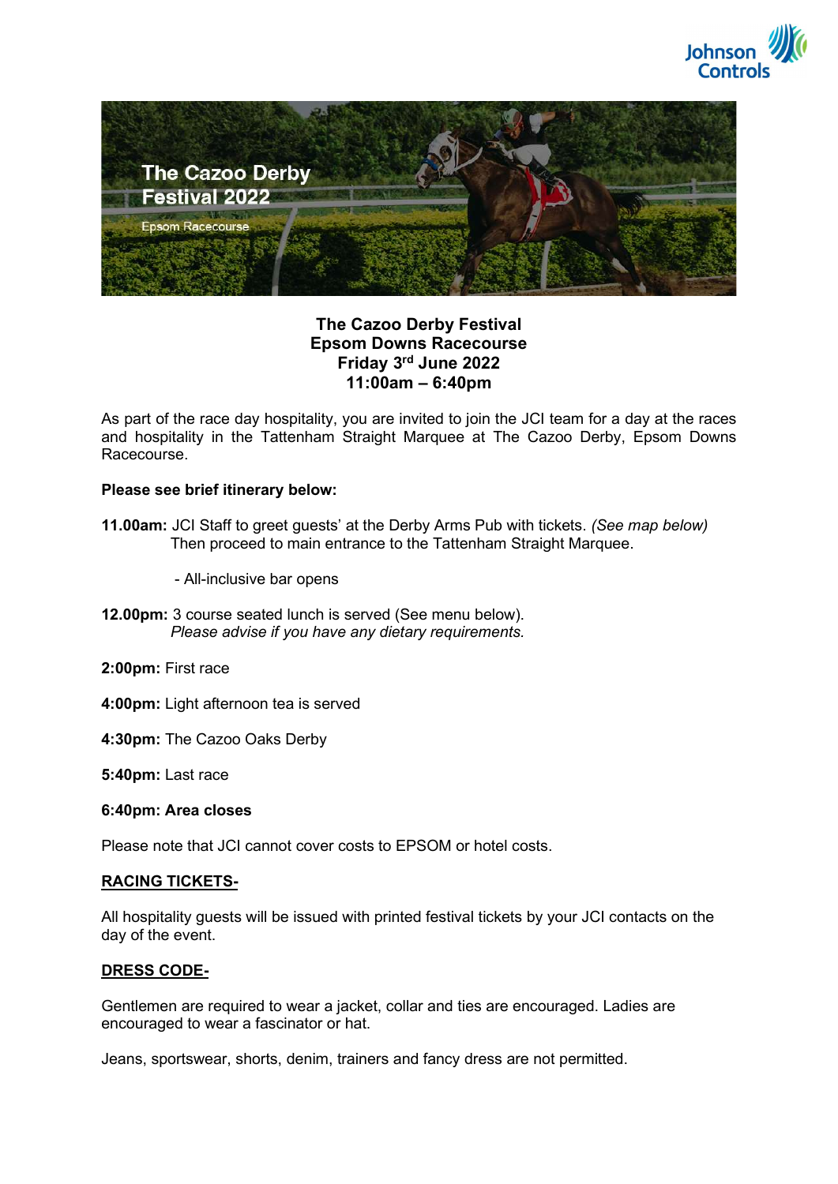# The Cazoo Derby Festival 2022

Epsom Racecourse

**The Cazoo Derby Festival**
**Epsom Downs Racecourse**
**Friday 3rd June 2022**
**11:00am – 6:40pm**

As part of the race day hospitality, you are invited to join the JCI team for a day at the races and hospitality in the Tattenham Straight Marquee at The Cazoo Derby, Epsom Downs Racecourse.

**Please see brief itinerary below:**

**11.00am:** JCI Staff to greet guests' at the Derby Arms Pub with tickets. *(See map below)* Then proceed to main entrance to the Tattenham Straight Marquee.

- All-inclusive bar opens

**12.00pm:** 3 course seated lunch is served (See menu below). *Please advise if you have any dietary requirements.*

**2:00pm:** First race

**4:00pm:** Light afternoon tea is served

**4:30pm:** The Cazoo Oaks Derby

**5:40pm:** Last race

**6:40pm: Area closes**

Please note that JCI cannot cover costs to EPSOM or hotel costs.

**<u>RACING TICKETS-</u>**

All hospitality guests will be issued with printed festival tickets by your JCI contacts on the day of the event.

**<u>DRESS CODE-</u>**

Gentlemen are required to wear a jacket, collar and ties are encouraged. Ladies are encouraged to wear a fascinator or hat.

Jeans, sportswear, shorts, denim, trainers and fancy dress are not permitted.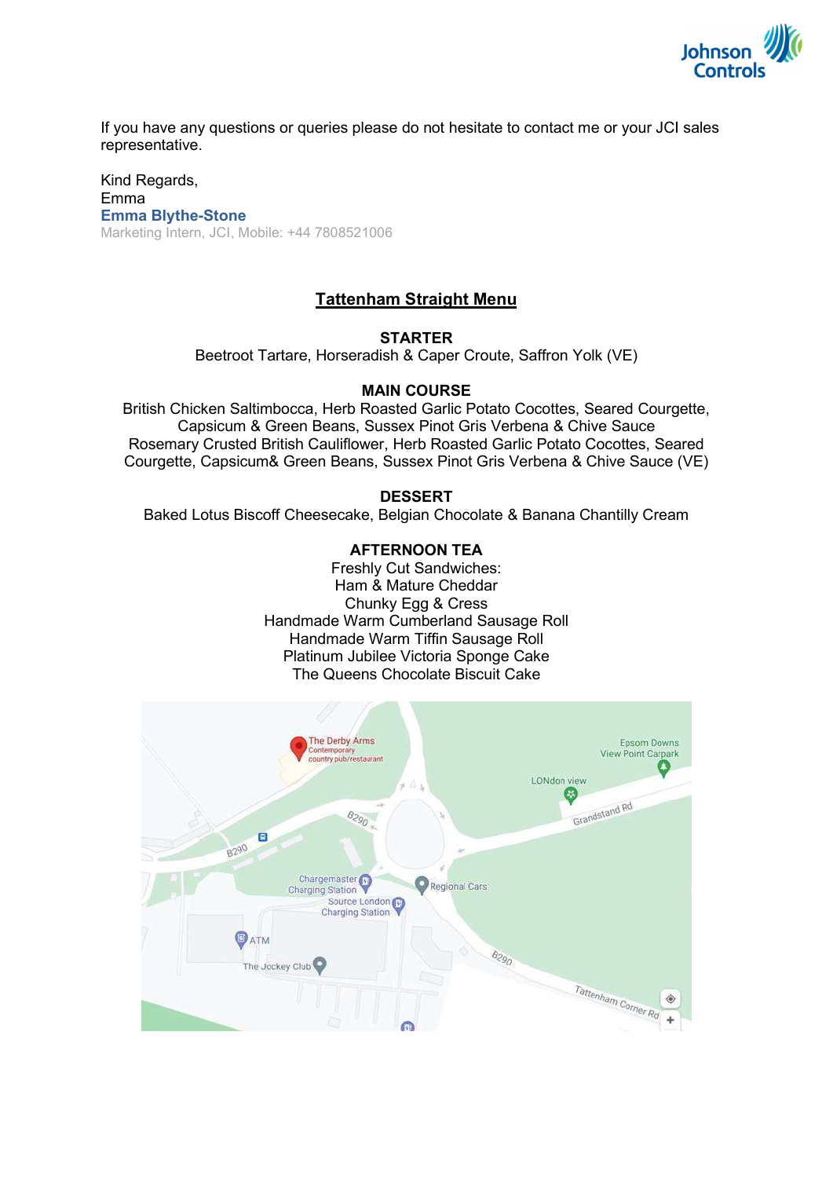If you have any questions or queries please do not hesitate to contact me or your JCI sales representative.

Kind Regards,
Emma
**Emma Blythe-Stone**
Marketing Intern, JCI, Mobile: +44 7808521006

## Tattenham Straight Menu

**STARTER**
Beetroot Tartare, Horseradish & Caper Croute, Saffron Yolk (VE)

**MAIN COURSE**
British Chicken Saltimbocca, Herb Roasted Garlic Potato Cocottes, Seared Courgette, Capsicum & Green Beans, Sussex Pinot Gris Verbena & Chive Sauce
Rosemary Crusted British Cauliflower, Herb Roasted Garlic Potato Cocottes, Seared Courgette, Capsicum& Green Beans, Sussex Pinot Gris Verbena & Chive Sauce (VE)

**DESSERT**
Baked Lotus Biscoff Cheesecake, Belgian Chocolate & Banana Chantilly Cream

**AFTERNOON TEA**
Freshly Cut Sandwiches:
Ham & Mature Cheddar
Chunky Egg & Cress
Handmade Warm Cumberland Sausage Roll
Handmade Warm Tiffin Sausage Roll
Platinum Jubilee Victoria Sponge Cake
The Queens Chocolate Biscuit Cake

The Derby Arms
Contemporary country pub/restaurant
Epsom Downs View Point Carpark
LONdon view
Grandstand Rd
B290
B290
Chargemaster Charging Station
Regional Cars
Source London Charging Station
ATM
The Jockey Club
B290
Tattenham Corner Rd